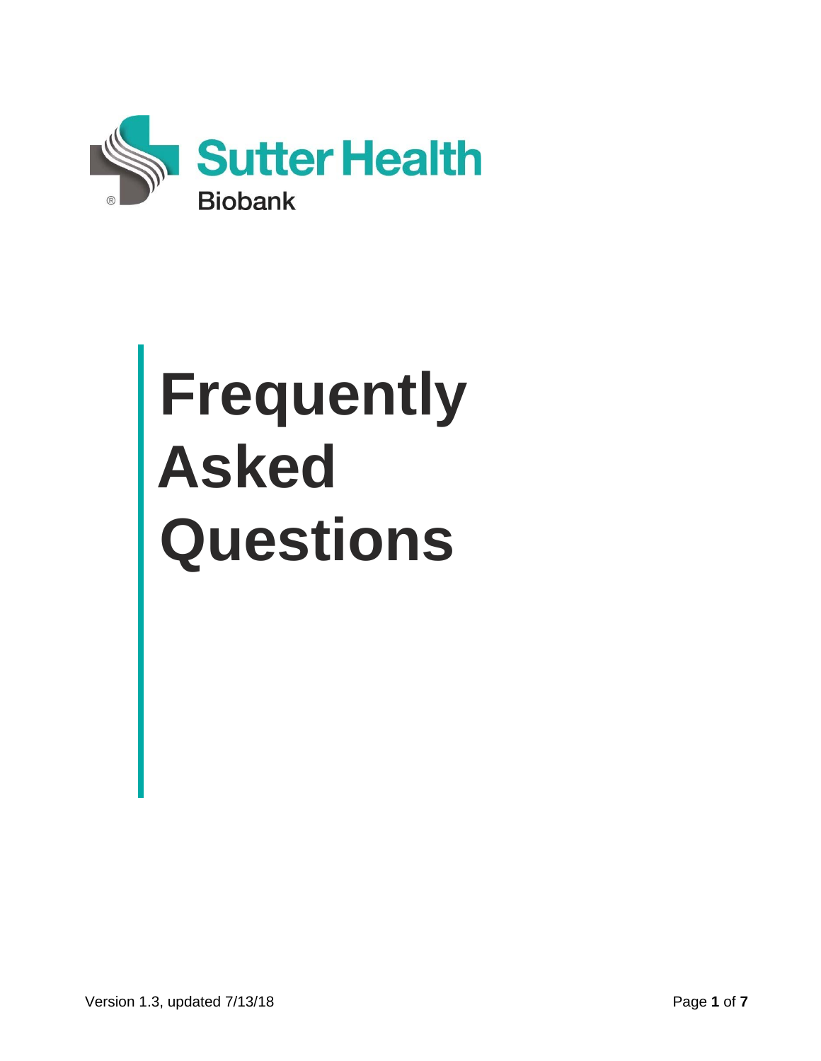Sutter Health

Biobank

# Frequently Asked Questions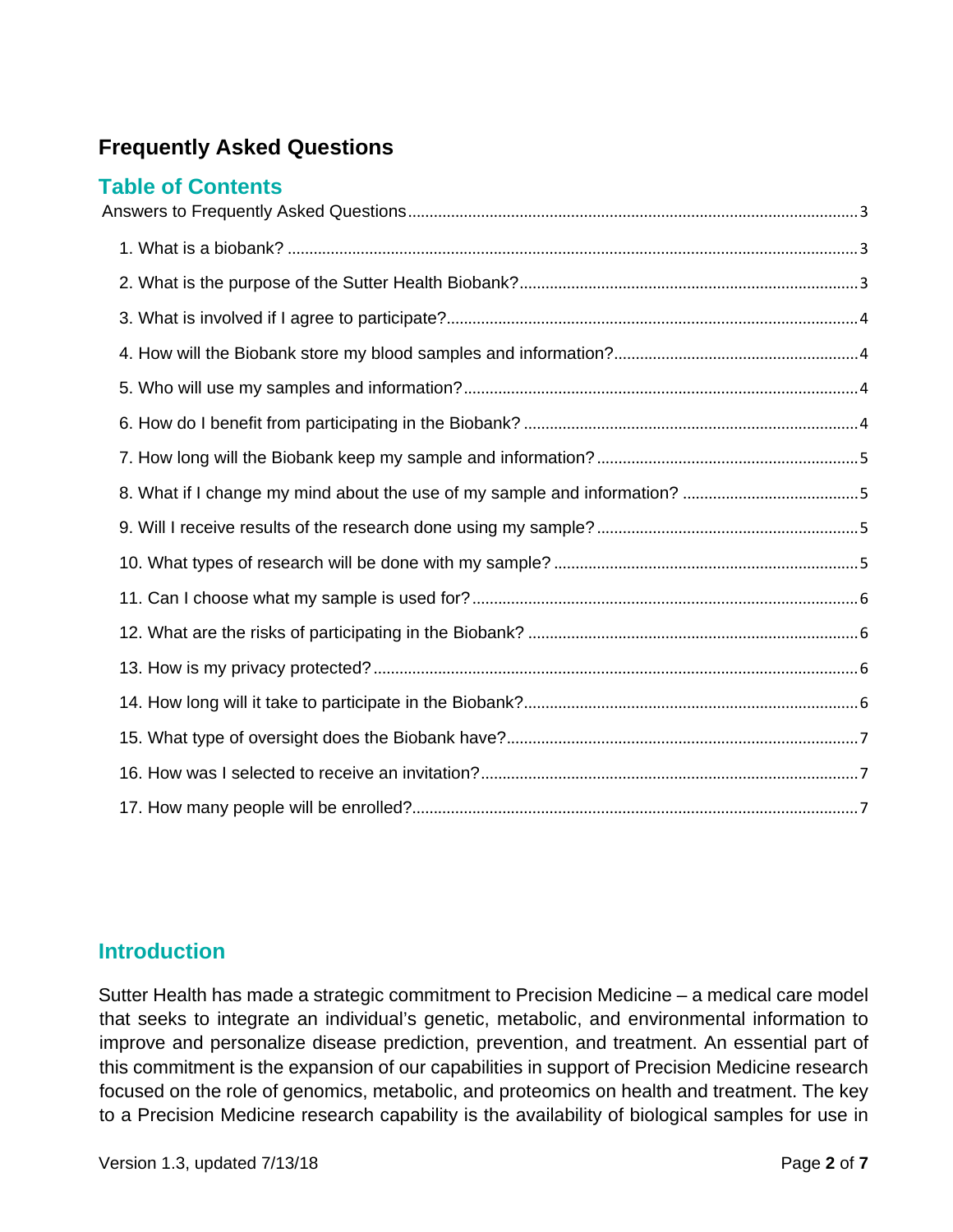# Frequently Asked Questions

## Table of Contents

Answers to Frequently Asked Questions ........ 3

1. What is a biobank? ........ 3
2. What is the purpose of the Sutter Health Biobank? ........ 3
3. What is involved if I agree to participate? ........ 4
4. How will the Biobank store my blood samples and information? ........ 4
5. Who will use my samples and information? ........ 4
6. How do I benefit from participating in the Biobank? ........ 4
7. How long will the Biobank keep my sample and information? ........ 5
8. What if I change my mind about the use of my sample and information? ........ 5
9. Will I receive results of the research done using my sample? ........ 5
10. What types of research will be done with my sample? ........ 5
11. Can I choose what my sample is used for? ........ 6
12. What are the risks of participating in the Biobank? ........ 6
13. How is my privacy protected? ........ 6
14. How long will it take to participate in the Biobank? ........ 6
15. What type of oversight does the Biobank have? ........ 7
16. How was I selected to receive an invitation? ........ 7
17. How many people will be enrolled? ........ 7

## Introduction

Sutter Health has made a strategic commitment to Precision Medicine – a medical care model that seeks to integrate an individual's genetic, metabolic, and environmental information to improve and personalize disease prediction, prevention, and treatment. An essential part of this commitment is the expansion of our capabilities in support of Precision Medicine research focused on the role of genomics, metabolic, and proteomics on health and treatment. The key to a Precision Medicine research capability is the availability of biological samples for use in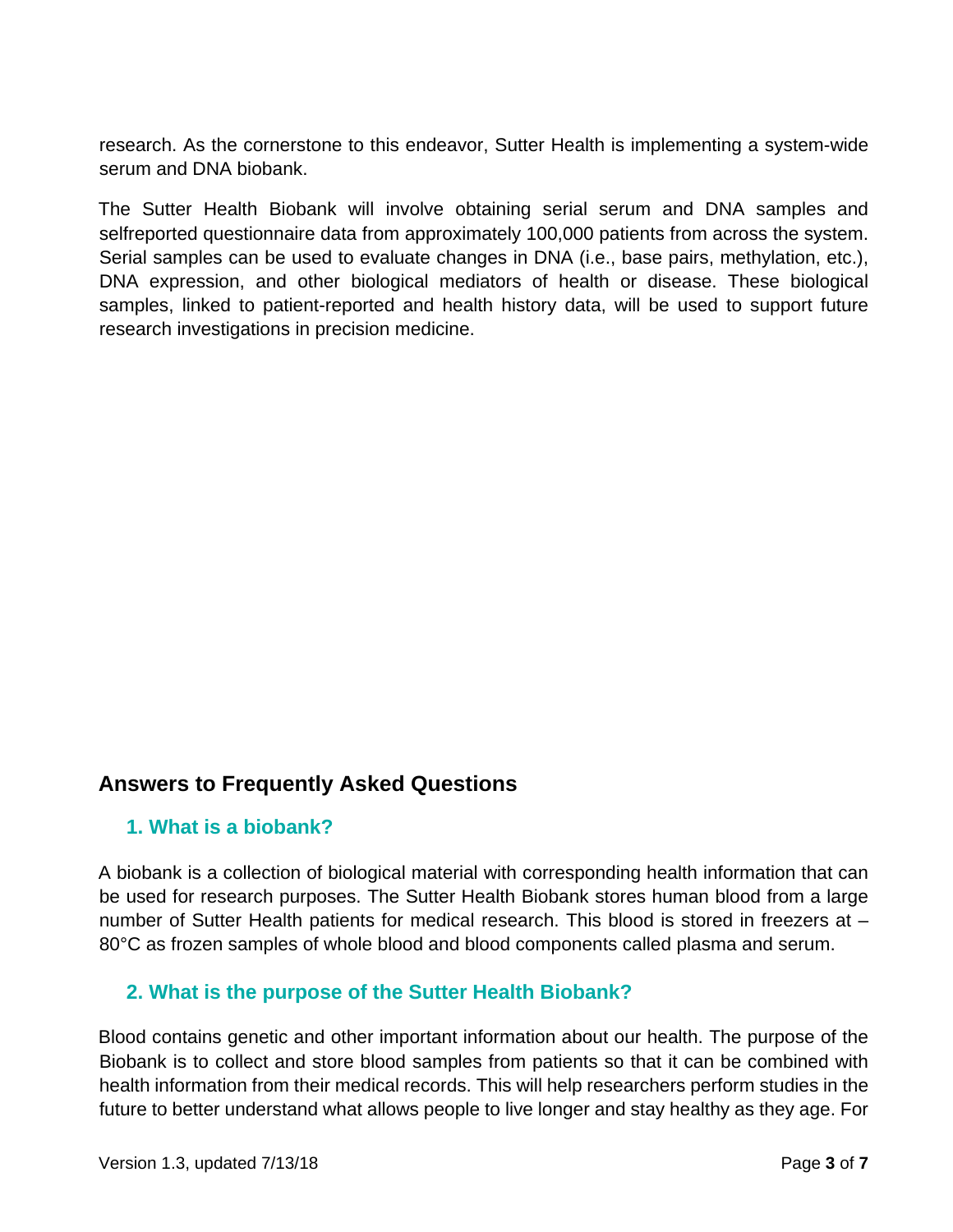research. As the cornerstone to this endeavor, Sutter Health is implementing a system-wide serum and DNA biobank.

The Sutter Health Biobank will involve obtaining serial serum and DNA samples and selfreported questionnaire data from approximately 100,000 patients from across the system. Serial samples can be used to evaluate changes in DNA (i.e., base pairs, methylation, etc.), DNA expression, and other biological mediators of health or disease. These biological samples, linked to patient-reported and health history data, will be used to support future research investigations in precision medicine.

## Answers to Frequently Asked Questions

### 1. What is a biobank?

A biobank is a collection of biological material with corresponding health information that can be used for research purposes. The Sutter Health Biobank stores human blood from a large number of Sutter Health patients for medical research. This blood is stored in freezers at –80°C as frozen samples of whole blood and blood components called plasma and serum.

### 2. What is the purpose of the Sutter Health Biobank?

Blood contains genetic and other important information about our health. The purpose of the Biobank is to collect and store blood samples from patients so that it can be combined with health information from their medical records. This will help researchers perform studies in the future to better understand what allows people to live longer and stay healthy as they age. For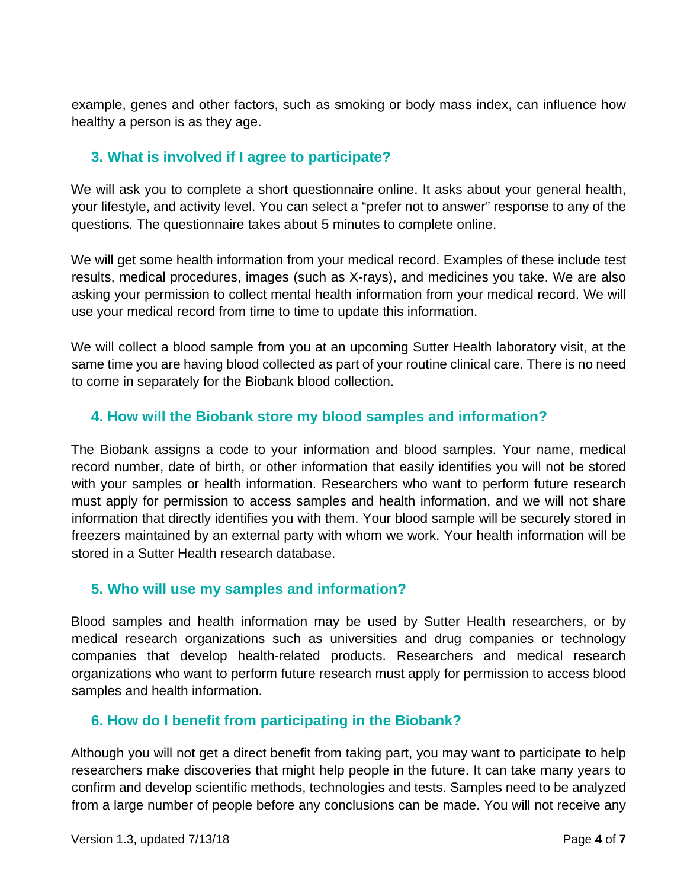example, genes and other factors, such as smoking or body mass index, can influence how healthy a person is as they age.

## 3. What is involved if I agree to participate?

We will ask you to complete a short questionnaire online. It asks about your general health, your lifestyle, and activity level. You can select a "prefer not to answer" response to any of the questions. The questionnaire takes about 5 minutes to complete online.

We will get some health information from your medical record. Examples of these include test results, medical procedures, images (such as X-rays), and medicines you take. We are also asking your permission to collect mental health information from your medical record. We will use your medical record from time to time to update this information.

We will collect a blood sample from you at an upcoming Sutter Health laboratory visit, at the same time you are having blood collected as part of your routine clinical care. There is no need to come in separately for the Biobank blood collection.

## 4. How will the Biobank store my blood samples and information?

The Biobank assigns a code to your information and blood samples. Your name, medical record number, date of birth, or other information that easily identifies you will not be stored with your samples or health information. Researchers who want to perform future research must apply for permission to access samples and health information, and we will not share information that directly identifies you with them. Your blood sample will be securely stored in freezers maintained by an external party with whom we work. Your health information will be stored in a Sutter Health research database.

## 5. Who will use my samples and information?

Blood samples and health information may be used by Sutter Health researchers, or by medical research organizations such as universities and drug companies or technology companies that develop health-related products. Researchers and medical research organizations who want to perform future research must apply for permission to access blood samples and health information.

## 6. How do I benefit from participating in the Biobank?

Although you will not get a direct benefit from taking part, you may want to participate to help researchers make discoveries that might help people in the future. It can take many years to confirm and develop scientific methods, technologies and tests. Samples need to be analyzed from a large number of people before any conclusions can be made. You will not receive any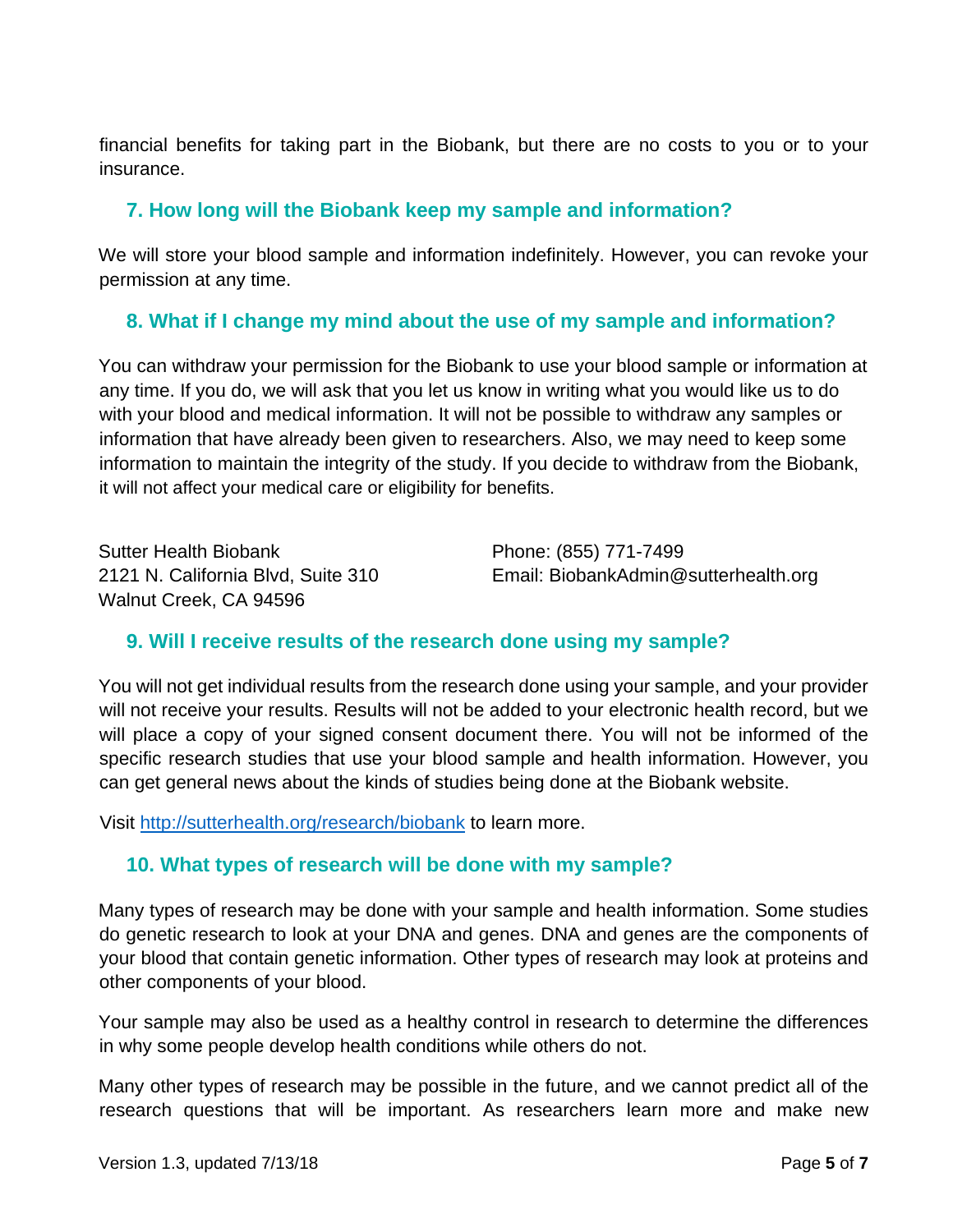financial benefits for taking part in the Biobank, but there are no costs to you or to your insurance.

## 7. How long will the Biobank keep my sample and information?

We will store your blood sample and information indefinitely. However, you can revoke your permission at any time.

## 8. What if I change my mind about the use of my sample and information?

You can withdraw your permission for the Biobank to use your blood sample or information at any time. If you do, we will ask that you let us know in writing what you would like us to do with your blood and medical information. It will not be possible to withdraw any samples or information that have already been given to researchers. Also, we may need to keep some information to maintain the integrity of the study. If you decide to withdraw from the Biobank, it will not affect your medical care or eligibility for benefits.

Sutter Health Biobank
2121 N. California Blvd, Suite 310
Walnut Creek, CA 94596

Phone: (855) 771-7499
Email: BiobankAdmin@sutterhealth.org

## 9. Will I receive results of the research done using my sample?

You will not get individual results from the research done using your sample, and your provider will not receive your results. Results will not be added to your electronic health record, but we will place a copy of your signed consent document there. You will not be informed of the specific research studies that use your blood sample and health information. However, you can get general news about the kinds of studies being done at the Biobank website.

Visit [http://sutterhealth.org/research/biobank](http://sutterhealth.org/research/biobank) to learn more.

## 10. What types of research will be done with my sample?

Many types of research may be done with your sample and health information. Some studies do genetic research to look at your DNA and genes. DNA and genes are the components of your blood that contain genetic information. Other types of research may look at proteins and other components of your blood.

Your sample may also be used as a healthy control in research to determine the differences in why some people develop health conditions while others do not.

Many other types of research may be possible in the future, and we cannot predict all of the research questions that will be important. As researchers learn more and make new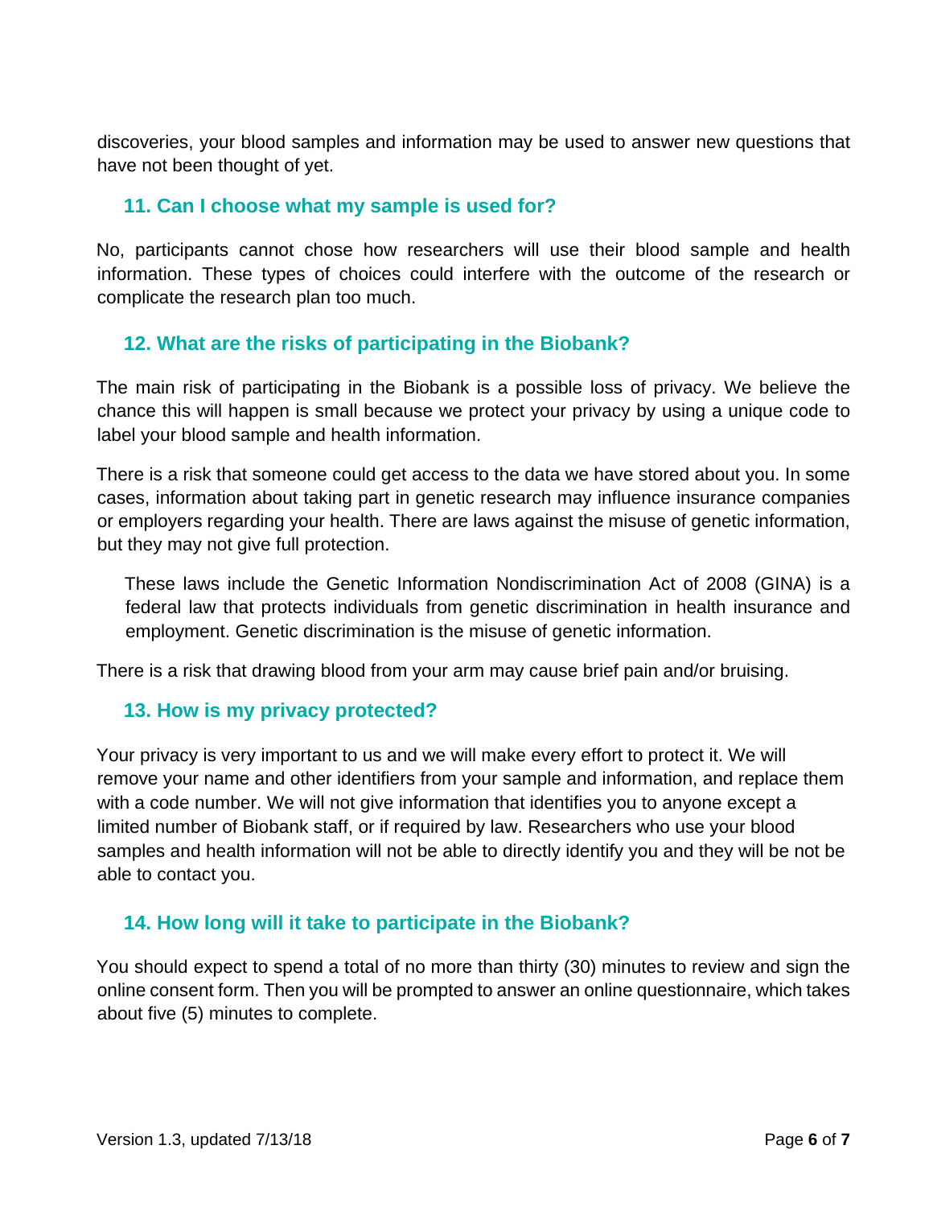discoveries, your blood samples and information may be used to answer new questions that have not been thought of yet.

### 11. Can I choose what my sample is used for?

No, participants cannot chose how researchers will use their blood sample and health information. These types of choices could interfere with the outcome of the research or complicate the research plan too much.

### 12. What are the risks of participating in the Biobank?

The main risk of participating in the Biobank is a possible loss of privacy. We believe the chance this will happen is small because we protect your privacy by using a unique code to label your blood sample and health information.

There is a risk that someone could get access to the data we have stored about you. In some cases, information about taking part in genetic research may influence insurance companies or employers regarding your health. There are laws against the misuse of genetic information, but they may not give full protection.

> These laws include the Genetic Information Nondiscrimination Act of 2008 (GINA) is a federal law that protects individuals from genetic discrimination in health insurance and employment. Genetic discrimination is the misuse of genetic information.

There is a risk that drawing blood from your arm may cause brief pain and/or bruising.

### 13. How is my privacy protected?

Your privacy is very important to us and we will make every effort to protect it. We will remove your name and other identifiers from your sample and information, and replace them with a code number. We will not give information that identifies you to anyone except a limited number of Biobank staff, or if required by law. Researchers who use your blood samples and health information will not be able to directly identify you and they will be not be able to contact you.

### 14. How long will it take to participate in the Biobank?

You should expect to spend a total of no more than thirty (30) minutes to review and sign the online consent form. Then you will be prompted to answer an online questionnaire, which takes about five (5) minutes to complete.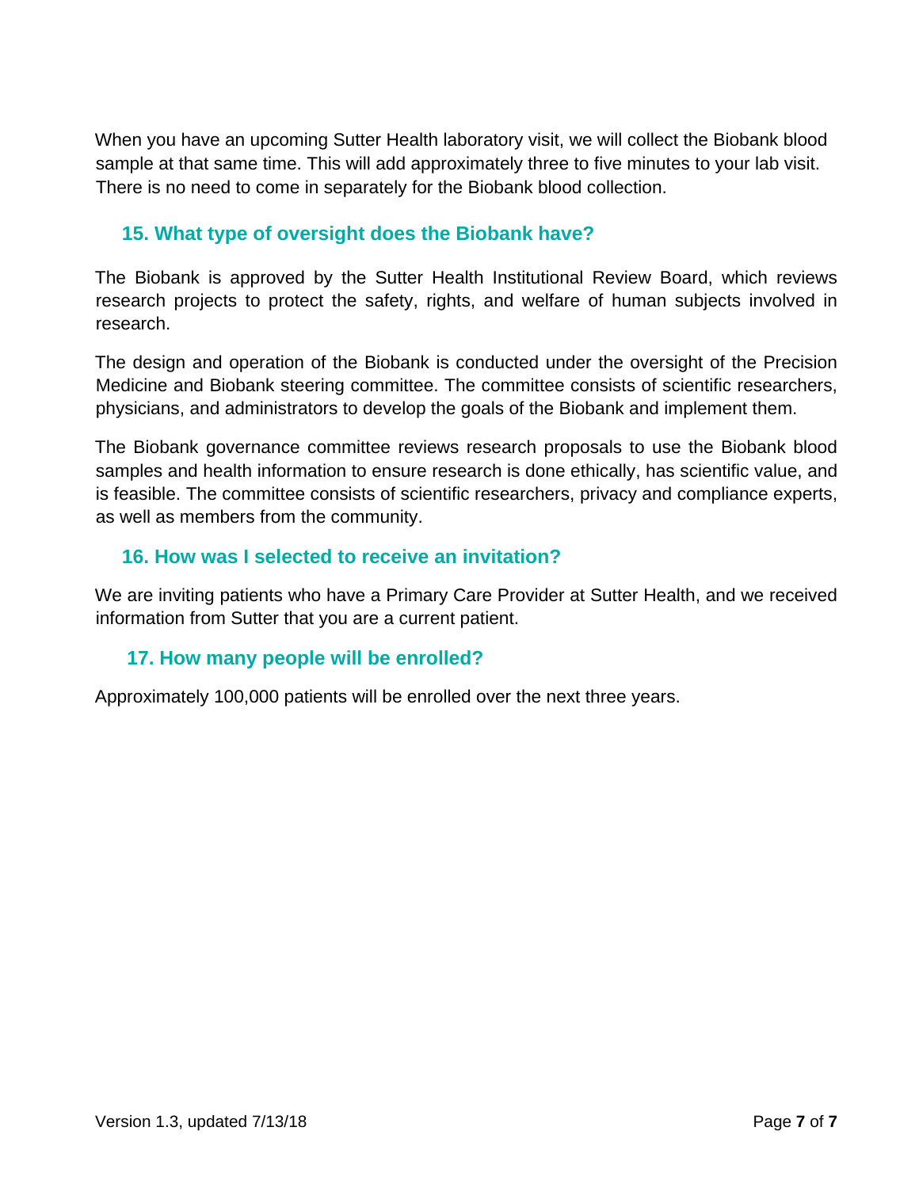When you have an upcoming Sutter Health laboratory visit, we will collect the Biobank blood sample at that same time. This will add approximately three to five minutes to your lab visit. There is no need to come in separately for the Biobank blood collection.

## 15. What type of oversight does the Biobank have?

The Biobank is approved by the Sutter Health Institutional Review Board, which reviews research projects to protect the safety, rights, and welfare of human subjects involved in research.

The design and operation of the Biobank is conducted under the oversight of the Precision Medicine and Biobank steering committee. The committee consists of scientific researchers, physicians, and administrators to develop the goals of the Biobank and implement them.

The Biobank governance committee reviews research proposals to use the Biobank blood samples and health information to ensure research is done ethically, has scientific value, and is feasible. The committee consists of scientific researchers, privacy and compliance experts, as well as members from the community.

## 16. How was I selected to receive an invitation?

We are inviting patients who have a Primary Care Provider at Sutter Health, and we received information from Sutter that you are a current patient.

## 17. How many people will be enrolled?

Approximately 100,000 patients will be enrolled over the next three years.

Version 1.3, updated 7/13/18